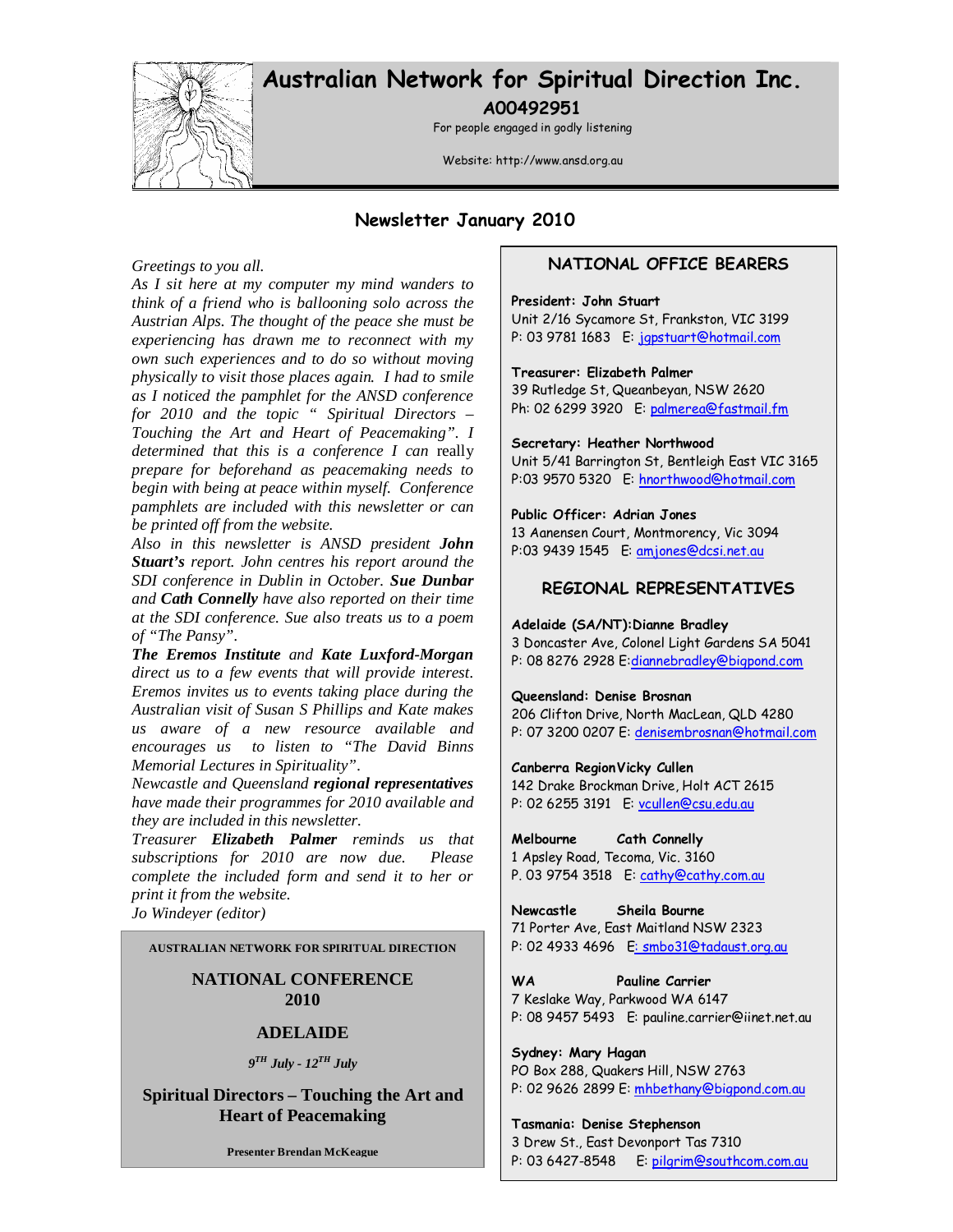# Australian Network for Spiritual Direction Inc.

**A00492951**

For people engaged in godly listening

Website: http://www.ansd.org.au

## Newsletter January 2010

*Greetings to you all.*

*As I sit here at my computer my mind wanders to think of a friend who is ballooning solo across the Austrian Alps. The thought of the peace she must be experiencing has drawn me to reconnect with my own such experiences and to do so without moving physically to visit those places again. I had to smile as I noticed the pamphlet for the ANSD conference for 2010 and the topic " Spiritual Directors – Touching the Art and Heart of Peacemaking". I determined that this is a conference I can* really *prepare for beforehand as peacemaking needs to begin with being at peace within myself. Conference pamphlets are included with this newsletter or can be printed off from the website.*

*Also in this newsletter is ANSD president **John Stuart's** report. John centres his report around the SDI conference in Dublin in October. **Sue Dunbar** and **Cath Connelly** have also reported on their time at the SDI conference. Sue also treats us to a poem of "The Pansy".*

***The Eremos Institute** and **Kate Luxford-Morgan** direct us to a few events that will provide interest. Eremos invites us to events taking place during the Australian visit of Susan S Phillips and Kate makes us aware of a new resource available and encourages us to listen to "The David Binns Memorial Lectures in Spirituality".*

*Newcastle and Queensland **regional representatives** have made their programmes for 2010 available and they are included in this newsletter.*

*Treasurer **Elizabeth Palmer** reminds us that subscriptions for 2010 are now due. Please complete the included form and send it to her or print it from the website.*

*Jo Windeyer (editor)*

---

**AUSTRALIAN NETWORK FOR SPIRITUAL DIRECTION**

**NATIONAL CONFERENCE 2010**

**ADELAIDE**

***9TH July - 12TH July***

**Spiritual Directors – Touching the Art and Heart of Peacemaking**

**Presenter Brendan McKeague**

---

### NATIONAL OFFICE BEARERS

**President: John Stuart**
Unit 2/16 Sycamore St, Frankston, VIC 3199
P: 03 9781 1683 E: jgpstuart@hotmail.com

**Treasurer: Elizabeth Palmer**
39 Rutledge St, Queanbeyan, NSW 2620
Ph: 02 6299 3920 E: palmerea@fastmail.fm

**Secretary: Heather Northwood**
Unit 5/41 Barrington St, Bentleigh East VIC 3165
P:03 9570 5320 E: hnorthwood@hotmail.com

**Public Officer: Adrian Jones**
13 Aanensen Court, Montmorency, Vic 3094
P:03 9439 1545 E: amjones@dcsi.net.au

### REGIONAL REPRESENTATIVES

**Adelaide (SA/NT):Dianne Bradley**
3 Doncaster Ave, Colonel Light Gardens SA 5041
P: 08 8276 2928 E:diannebradley@bigpond.com

**Queensland: Denise Brosnan**
206 Clifton Drive, North MacLean, QLD 4280
P: 07 3200 0207 E: denisembrosnan@hotmail.com

**Canberra Region Vicky Cullen**
142 Drake Brockman Drive, Holt ACT 2615
P: 02 6255 3191 E: vcullen@csu.edu.au

**Melbourne Cath Connelly**
1 Apsley Road, Tecoma, Vic. 3160
P. 03 9754 3518 E: cathy@cathy.com.au

**Newcastle Sheila Bourne**
71 Porter Ave, East Maitland NSW 2323
P: 02 4933 4696 E: smbo31@tadaust.org.au

**WA Pauline Carrier**
7 Keslake Way, Parkwood WA 6147
P: 08 9457 5493 E: pauline.carrier@iinet.net.au

**Sydney: Mary Hagan**
PO Box 288, Quakers Hill, NSW 2763
P: 02 9626 2899 E: mhbethany@bigpond.com.au

**Tasmania: Denise Stephenson**
3 Drew St., East Devonport Tas 7310
P: 03 6427-8548 E: pilgrim@southcom.com.au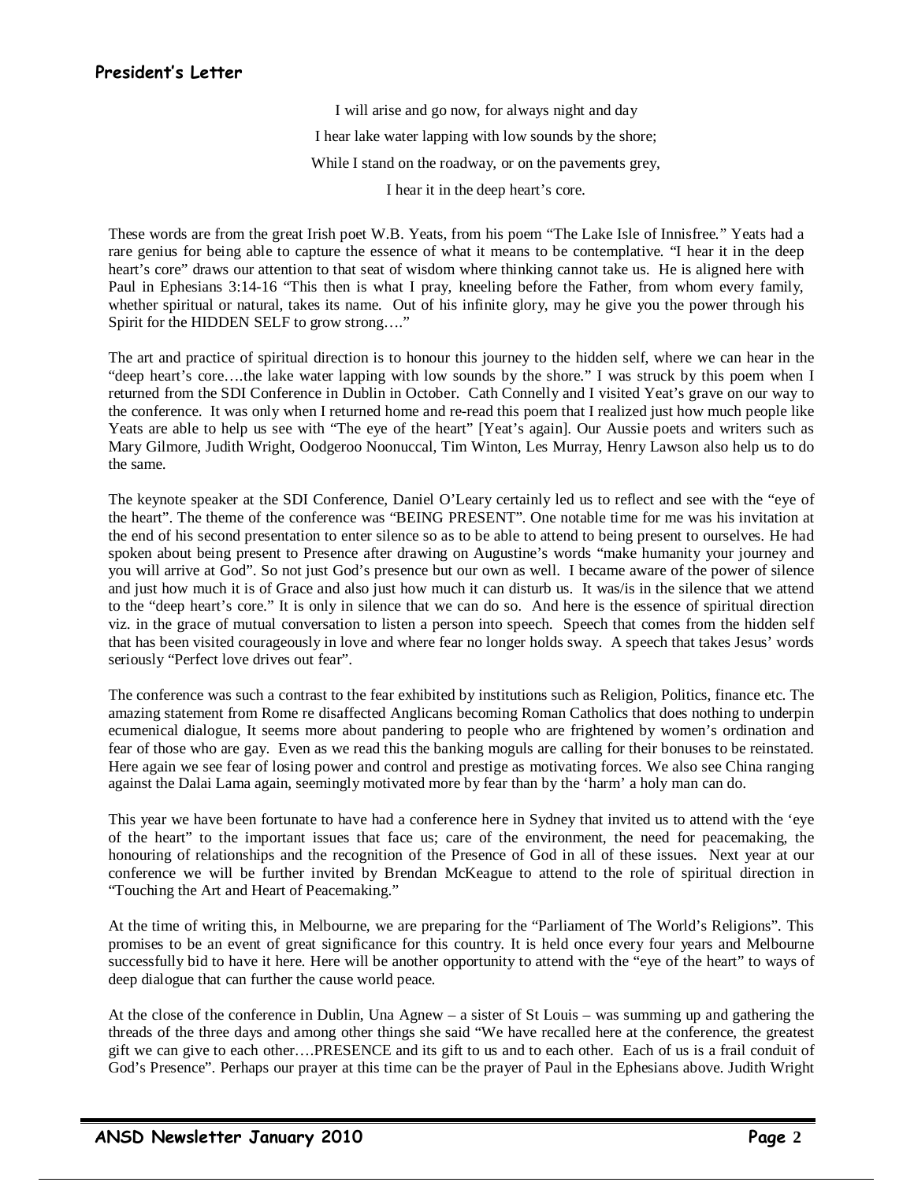## President's Letter

I will arise and go now, for always night and day

I hear lake water lapping with low sounds by the shore;

While I stand on the roadway, or on the pavements grey,

I hear it in the deep heart's core.

These words are from the great Irish poet W.B. Yeats, from his poem "The Lake Isle of Innisfree." Yeats had a rare genius for being able to capture the essence of what it means to be contemplative. "I hear it in the deep heart's core" draws our attention to that seat of wisdom where thinking cannot take us. He is aligned here with Paul in Ephesians 3:14-16 "This then is what I pray, kneeling before the Father, from whom every family, whether spiritual or natural, takes its name. Out of his infinite glory, may he give you the power through his Spirit for the HIDDEN SELF to grow strong…."

The art and practice of spiritual direction is to honour this journey to the hidden self, where we can hear in the "deep heart's core….the lake water lapping with low sounds by the shore." I was struck by this poem when I returned from the SDI Conference in Dublin in October. Cath Connelly and I visited Yeat's grave on our way to the conference. It was only when I returned home and re-read this poem that I realized just how much people like Yeats are able to help us see with "The eye of the heart" [Yeat's again]. Our Aussie poets and writers such as Mary Gilmore, Judith Wright, Oodgeroo Noonuccal, Tim Winton, Les Murray, Henry Lawson also help us to do the same.

The keynote speaker at the SDI Conference, Daniel O'Leary certainly led us to reflect and see with the "eye of the heart". The theme of the conference was "BEING PRESENT". One notable time for me was his invitation at the end of his second presentation to enter silence so as to be able to attend to being present to ourselves. He had spoken about being present to Presence after drawing on Augustine's words "make humanity your journey and you will arrive at God". So not just God's presence but our own as well. I became aware of the power of silence and just how much it is of Grace and also just how much it can disturb us. It was/is in the silence that we attend to the "deep heart's core." It is only in silence that we can do so. And here is the essence of spiritual direction viz. in the grace of mutual conversation to listen a person into speech. Speech that comes from the hidden self that has been visited courageously in love and where fear no longer holds sway. A speech that takes Jesus' words seriously "Perfect love drives out fear".

The conference was such a contrast to the fear exhibited by institutions such as Religion, Politics, finance etc. The amazing statement from Rome re disaffected Anglicans becoming Roman Catholics that does nothing to underpin ecumenical dialogue, It seems more about pandering to people who are frightened by women's ordination and fear of those who are gay. Even as we read this the banking moguls are calling for their bonuses to be reinstated. Here again we see fear of losing power and control and prestige as motivating forces. We also see China ranging against the Dalai Lama again, seemingly motivated more by fear than by the 'harm' a holy man can do.

This year we have been fortunate to have had a conference here in Sydney that invited us to attend with the 'eye of the heart" to the important issues that face us; care of the environment, the need for peacemaking, the honouring of relationships and the recognition of the Presence of God in all of these issues. Next year at our conference we will be further invited by Brendan McKeague to attend to the role of spiritual direction in "Touching the Art and Heart of Peacemaking."

At the time of writing this, in Melbourne, we are preparing for the "Parliament of The World's Religions". This promises to be an event of great significance for this country. It is held once every four years and Melbourne successfully bid to have it here. Here will be another opportunity to attend with the "eye of the heart" to ways of deep dialogue that can further the cause world peace.

At the close of the conference in Dublin, Una Agnew – a sister of St Louis – was summing up and gathering the threads of the three days and among other things she said "We have recalled here at the conference, the greatest gift we can give to each other….PRESENCE and its gift to us and to each other. Each of us is a frail conduit of God's Presence". Perhaps our prayer at this time can be the prayer of Paul in the Ephesians above. Judith Wright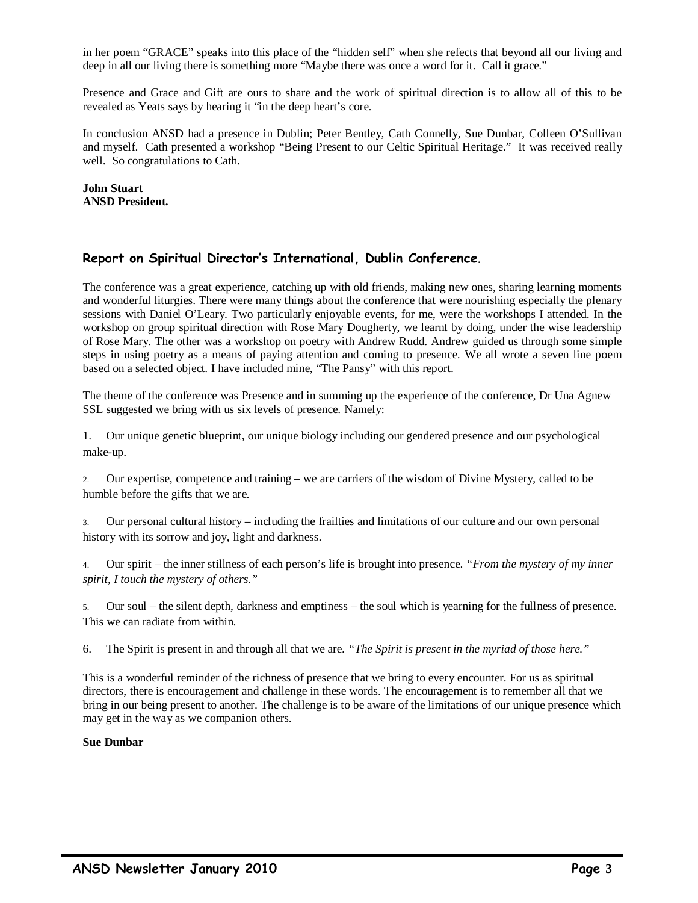in her poem "GRACE" speaks into this place of the "hidden self" when she refects that beyond all our living and deep in all our living there is something more "Maybe there was once a word for it. Call it grace."

Presence and Grace and Gift are ours to share and the work of spiritual direction is to allow all of this to be revealed as Yeats says by hearing it "in the deep heart's core.

In conclusion ANSD had a presence in Dublin; Peter Bentley, Cath Connelly, Sue Dunbar, Colleen O'Sullivan and myself. Cath presented a workshop "Being Present to our Celtic Spiritual Heritage." It was received really well. So congratulations to Cath.

**John Stuart**
**ANSD President.**

## Report on Spiritual Director's International, Dublin Conference.

The conference was a great experience, catching up with old friends, making new ones, sharing learning moments and wonderful liturgies. There were many things about the conference that were nourishing especially the plenary sessions with Daniel O'Leary. Two particularly enjoyable events, for me, were the workshops I attended. In the workshop on group spiritual direction with Rose Mary Dougherty, we learnt by doing, under the wise leadership of Rose Mary. The other was a workshop on poetry with Andrew Rudd. Andrew guided us through some simple steps in using poetry as a means of paying attention and coming to presence. We all wrote a seven line poem based on a selected object. I have included mine, "The Pansy" with this report.

The theme of the conference was Presence and in summing up the experience of the conference, Dr Una Agnew SSL suggested we bring with us six levels of presence. Namely:

1. Our unique genetic blueprint, our unique biology including our gendered presence and our psychological make-up.

2. Our expertise, competence and training – we are carriers of the wisdom of Divine Mystery, called to be humble before the gifts that we are.

3. Our personal cultural history – including the frailties and limitations of our culture and our own personal history with its sorrow and joy, light and darkness.

4. Our spirit – the inner stillness of each person's life is brought into presence. *"From the mystery of my inner spirit, I touch the mystery of others."*

5. Our soul – the silent depth, darkness and emptiness – the soul which is yearning for the fullness of presence. This we can radiate from within.

6. The Spirit is present in and through all that we are. *"The Spirit is present in the myriad of those here."*

This is a wonderful reminder of the richness of presence that we bring to every encounter. For us as spiritual directors, there is encouragement and challenge in these words. The encouragement is to remember all that we bring in our being present to another. The challenge is to be aware of the limitations of our unique presence which may get in the way as we companion others.

**Sue Dunbar**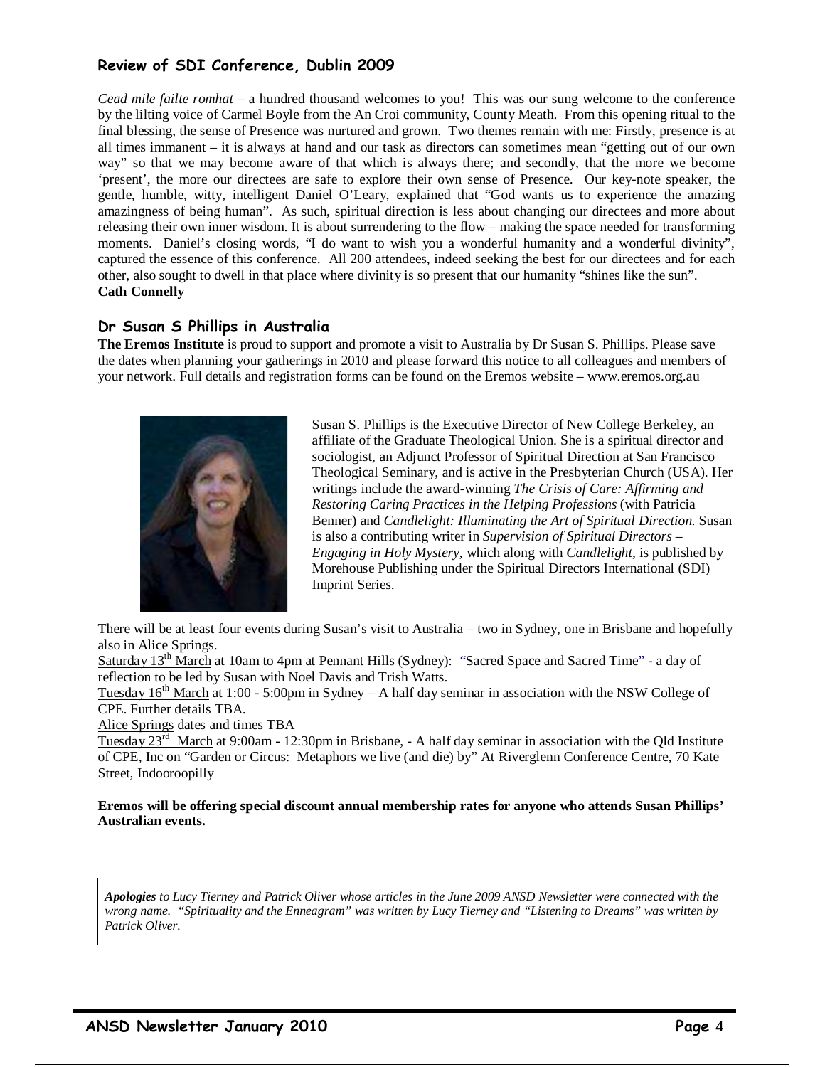## Review of SDI Conference, Dublin 2009

*Cead mile failte romhat* – a hundred thousand welcomes to you! This was our sung welcome to the conference by the lilting voice of Carmel Boyle from the An Croi community, County Meath. From this opening ritual to the final blessing, the sense of Presence was nurtured and grown. Two themes remain with me: Firstly, presence is at all times immanent – it is always at hand and our task as directors can sometimes mean "getting out of our own way" so that we may become aware of that which is always there; and secondly, that the more we become 'present', the more our directees are safe to explore their own sense of Presence. Our key-note speaker, the gentle, humble, witty, intelligent Daniel O'Leary, explained that "God wants us to experience the amazing amazingness of being human". As such, spiritual direction is less about changing our directees and more about releasing their own inner wisdom. It is about surrendering to the flow – making the space needed for transforming moments. Daniel's closing words, "I do want to wish you a wonderful humanity and a wonderful divinity", captured the essence of this conference. All 200 attendees, indeed seeking the best for our directees and for each other, also sought to dwell in that place where divinity is so present that our humanity "shines like the sun".
**Cath Connelly**

## Dr Susan S Phillips in Australia

**The Eremos Institute** is proud to support and promote a visit to Australia by Dr Susan S. Phillips. Please save the dates when planning your gatherings in 2010 and please forward this notice to all colleagues and members of your network. Full details and registration forms can be found on the Eremos website – www.eremos.org.au

Susan S. Phillips is the Executive Director of New College Berkeley, an affiliate of the Graduate Theological Union. She is a spiritual director and sociologist, an Adjunct Professor of Spiritual Direction at San Francisco Theological Seminary, and is active in the Presbyterian Church (USA). Her writings include the award-winning *The Crisis of Care: Affirming and Restoring Caring Practices in the Helping Professions* (with Patricia Benner) and *Candlelight: Illuminating the Art of Spiritual Direction.* Susan is also a contributing writer in *Supervision of Spiritual Directors – Engaging in Holy Mystery*, which along with *Candlelight*, is published by Morehouse Publishing under the Spiritual Directors International (SDI) Imprint Series.

There will be at least four events during Susan's visit to Australia – two in Sydney, one in Brisbane and hopefully also in Alice Springs.

Saturday 13th March at 10am to 4pm at Pennant Hills (Sydney): "Sacred Space and Sacred Time" - a day of reflection to be led by Susan with Noel Davis and Trish Watts.

Tuesday 16th March at 1:00 - 5:00pm in Sydney – A half day seminar in association with the NSW College of CPE. Further details TBA.

Alice Springs dates and times TBA

Tuesday 23rd March at 9:00am - 12:30pm in Brisbane, - A half day seminar in association with the Qld Institute of CPE, Inc on "Garden or Circus: Metaphors we live (and die) by" At Riverglenn Conference Centre, 70 Kate Street, Indooroopilly

**Eremos will be offering special discount annual membership rates for anyone who attends Susan Phillips' Australian events.**

***Apologies** to Lucy Tierney and Patrick Oliver whose articles in the June 2009 ANSD Newsletter were connected with the wrong name. "Spirituality and the Enneagram" was written by Lucy Tierney and "Listening to Dreams" was written by Patrick Oliver.*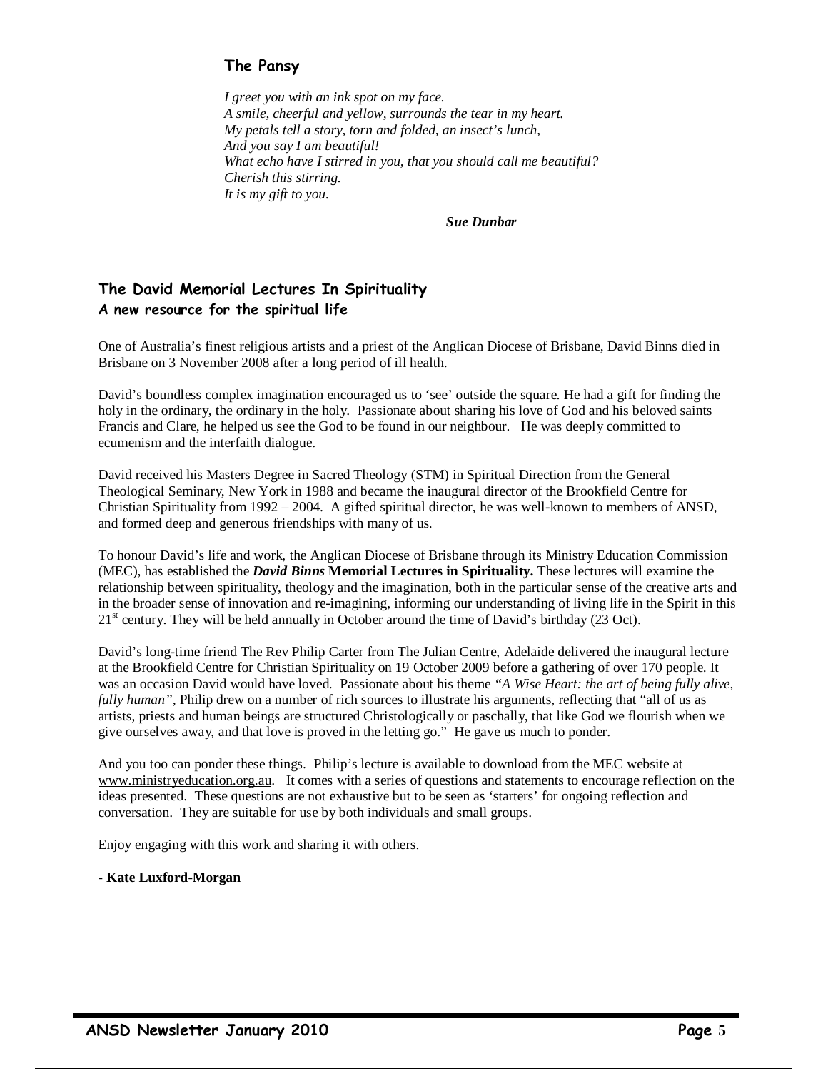## The Pansy

*I greet you with an ink spot on my face.*  
*A smile, cheerful and yellow, surrounds the tear in my heart.*  
*My petals tell a story, torn and folded, an insect's lunch,*  
*And you say I am beautiful!*  
*What echo have I stirred in you, that you should call me beautiful?*  
*Cherish this stirring.*  
*It is my gift to you.*

***Sue Dunbar***

## The David Memorial Lectures In Spirituality

### A new resource for the spiritual life

One of Australia's finest religious artists and a priest of the Anglican Diocese of Brisbane, David Binns died in Brisbane on 3 November 2008 after a long period of ill health.

David's boundless complex imagination encouraged us to 'see' outside the square. He had a gift for finding the holy in the ordinary, the ordinary in the holy. Passionate about sharing his love of God and his beloved saints Francis and Clare, he helped us see the God to be found in our neighbour. He was deeply committed to ecumenism and the interfaith dialogue.

David received his Masters Degree in Sacred Theology (STM) in Spiritual Direction from the General Theological Seminary, New York in 1988 and became the inaugural director of the Brookfield Centre for Christian Spirituality from 1992 – 2004. A gifted spiritual director, he was well-known to members of ANSD, and formed deep and generous friendships with many of us.

To honour David's life and work, the Anglican Diocese of Brisbane through its Ministry Education Commission (MEC), has established the ***David Binns*** **Memorial Lectures in Spirituality.** These lectures will examine the relationship between spirituality, theology and the imagination, both in the particular sense of the creative arts and in the broader sense of innovation and re-imagining, informing our understanding of living life in the Spirit in this 21st century. They will be held annually in October around the time of David's birthday (23 Oct).

David's long-time friend The Rev Philip Carter from The Julian Centre, Adelaide delivered the inaugural lecture at the Brookfield Centre for Christian Spirituality on 19 October 2009 before a gathering of over 170 people. It was an occasion David would have loved. Passionate about his theme *"A Wise Heart: the art of being fully alive, fully human",* Philip drew on a number of rich sources to illustrate his arguments, reflecting that "all of us as artists, priests and human beings are structured Christologically or paschally, that like God we flourish when we give ourselves away, and that love is proved in the letting go." He gave us much to ponder.

And you too can ponder these things. Philip's lecture is available to download from the MEC website at www.ministryeducation.org.au. It comes with a series of questions and statements to encourage reflection on the ideas presented. These questions are not exhaustive but to be seen as 'starters' for ongoing reflection and conversation. They are suitable for use by both individuals and small groups.

Enjoy engaging with this work and sharing it with others.

**- Kate Luxford-Morgan**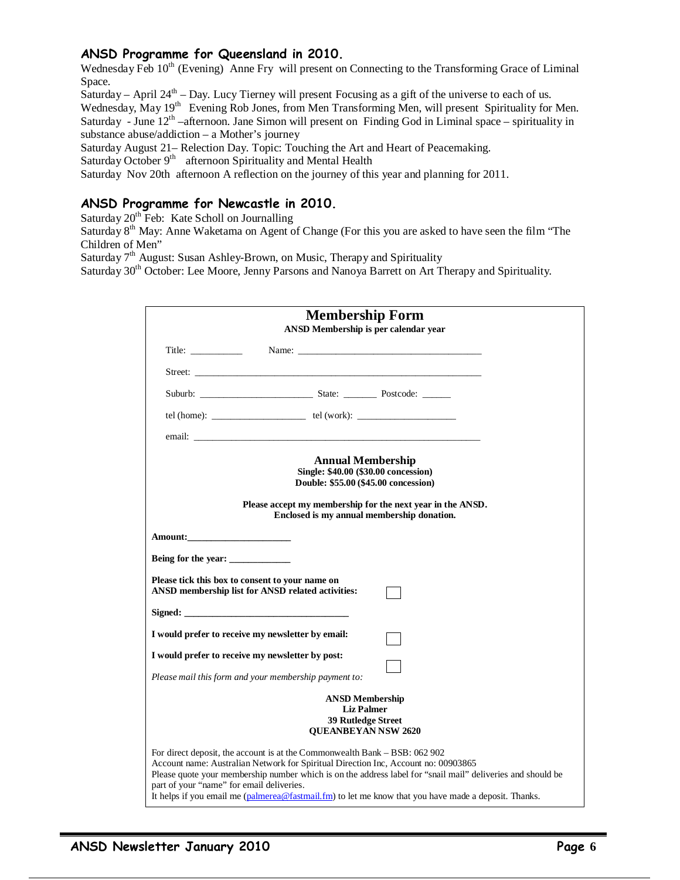## ANSD Programme for Queensland in 2010.

Wednesday Feb 10th (Evening) Anne Fry will present on Connecting to the Transforming Grace of Liminal Space.
Saturday – April 24th – Day. Lucy Tierney will present Focusing as a gift of the universe to each of us.
Wednesday, May 19th Evening Rob Jones, from Men Transforming Men, will present Spirituality for Men.
Saturday - June 12th –afternoon. Jane Simon will present on Finding God in Liminal space – spirituality in substance abuse/addiction – a Mother's journey
Saturday August 21– Relection Day. Topic: Touching the Art and Heart of Peacemaking.
Saturday October 9th afternoon Spirituality and Mental Health
Saturday Nov 20th afternoon A reflection on the journey of this year and planning for 2011.

## ANSD Programme for Newcastle in 2010.

Saturday 20th Feb: Kate Scholl on Journalling
Saturday 8th May: Anne Waketama on Agent of Change (For this you are asked to have seen the film "The Children of Men"
Saturday 7th August: Susan Ashley-Brown, on Music, Therapy and Spirituality
Saturday 30th October: Lee Moore, Jenny Parsons and Nanoya Barrett on Art Therapy and Spirituality.

# Membership Form

**ANSD Membership is per calendar year**

Title: __________ Name: ____________________________________

Street: ____________________________________________________

Suburb: ______________________ State: _______ Postcode: ______

tel (home): __________________ tel (work): ___________________

email: _____________________________________________________

### Annual Membership

**Single: $40.00 ($30.00 concession)**
**Double: $55.00 ($45.00 concession)**

**Please accept my membership for the next year in the ANSD.**
**Enclosed is my annual membership donation.**

**Amount:**______________________

**Being for the year:** ____________

**Please tick this box to consent to your name on ANSD membership list for ANSD related activities:** ☐

**Signed:** __________________________________

**I would prefer to receive my newsletter by email:** ☐

**I would prefer to receive my newsletter by post:** ☐

*Please mail this form and your membership payment to:*

**ANSD Membership**
**Liz Palmer**
**39 Rutledge Street**
**QUEANBEYAN NSW 2620**

For direct deposit, the account is at the Commonwealth Bank – BSB: 062 902
Account name: Australian Network for Spiritual Direction Inc, Account no: 00903865
Please quote your membership number which is on the address label for "snail mail" deliveries and should be part of your "name" for email deliveries.
It helps if you email me (palmerea@fastmail.fm) to let me know that you have made a deposit. Thanks.